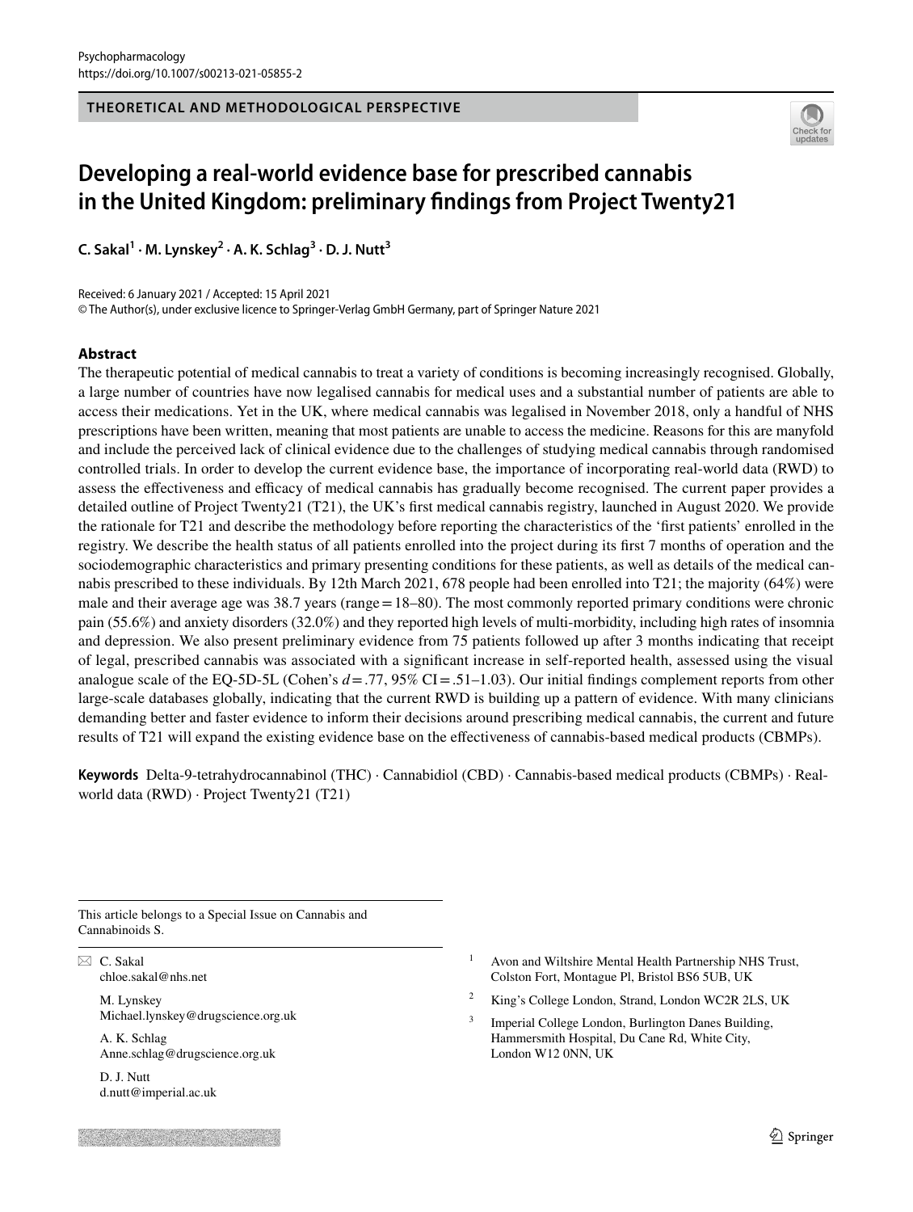THEORETICAL AND METHODOLOGICAL PERSPECTIVE

# Developing a real-world evidence base for prescribed cannabis in the United Kingdom: preliminary findings from Project Twenty21

**C. Sakal[1] · M. Lynskey[2] · A. K. Schlag[3] · D. J. Nutt[3]**

Received: 6 January 2021 / Accepted: 15 April 2021
© The Author(s), under exclusive licence to Springer-Verlag GmbH Germany, part of Springer Nature 2021

## Abstract

The therapeutic potential of medical cannabis to treat a variety of conditions is becoming increasingly recognised. Globally, a large number of countries have now legalised cannabis for medical uses and a substantial number of patients are able to access their medications. Yet in the UK, where medical cannabis was legalised in November 2018, only a handful of NHS prescriptions have been written, meaning that most patients are unable to access the medicine. Reasons for this are manyfold and include the perceived lack of clinical evidence due to the challenges of studying medical cannabis through randomised controlled trials. In order to develop the current evidence base, the importance of incorporating real-world data (RWD) to assess the effectiveness and efficacy of medical cannabis has gradually become recognised. The current paper provides a detailed outline of Project Twenty21 (T21), the UK's first medical cannabis registry, launched in August 2020. We provide the rationale for T21 and describe the methodology before reporting the characteristics of the 'first patients' enrolled in the registry. We describe the health status of all patients enrolled into the project during its first 7 months of operation and the sociodemographic characteristics and primary presenting conditions for these patients, as well as details of the medical cannabis prescribed to these individuals. By 12th March 2021, 678 people had been enrolled into T21; the majority (64%) were male and their average age was 38.7 years (range = 18–80). The most commonly reported primary conditions were chronic pain (55.6%) and anxiety disorders (32.0%) and they reported high levels of multi-morbidity, including high rates of insomnia and depression. We also present preliminary evidence from 75 patients followed up after 3 months indicating that receipt of legal, prescribed cannabis was associated with a significant increase in self-reported health, assessed using the visual analogue scale of the EQ-5D-5L (Cohen's $d = .77$, 95% CI = .51–1.03). Our initial findings complement reports from other large-scale databases globally, indicating that the current RWD is building up a pattern of evidence. With many clinicians demanding better and faster evidence to inform their decisions around prescribing medical cannabis, the current and future results of T21 will expand the existing evidence base on the effectiveness of cannabis-based medical products (CBMPs).

**Keywords** Delta-9-tetrahydrocannabinol (THC) · Cannabidiol (CBD) · Cannabis-based medical products (CBMPs) · Real-world data (RWD) · Project Twenty21 (T21)

---

This article belongs to a Special Issue on Cannabis and Cannabinoids S.

✉ C. Sakal
chloe.sakal@nhs.net

M. Lynskey
Michael.lynskey@drugscience.org.uk

A. K. Schlag
Anne.schlag@drugscience.org.uk

D. J. Nutt
d.nutt@imperial.ac.uk

[1] Avon and Wiltshire Mental Health Partnership NHS Trust, Colston Fort, Montague Pl, Bristol BS6 5UB, UK

[2] King's College London, Strand, London WC2R 2LS, UK

[3] Imperial College London, Burlington Danes Building, Hammersmith Hospital, Du Cane Rd, White City, London W12 0NN, UK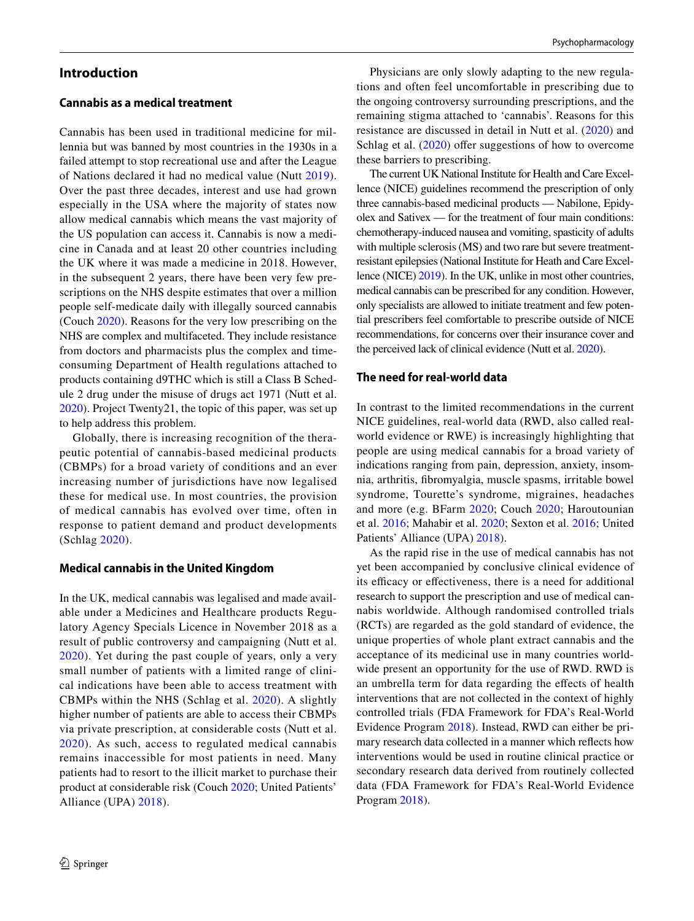## Introduction

### Cannabis as a medical treatment

Cannabis has been used in traditional medicine for millennia but was banned by most countries in the 1930s in a failed attempt to stop recreational use and after the League of Nations declared it had no medical value (Nutt 2019). Over the past three decades, interest and use had grown especially in the USA where the majority of states now allow medical cannabis which means the vast majority of the US population can access it. Cannabis is now a medicine in Canada and at least 20 other countries including the UK where it was made a medicine in 2018. However, in the subsequent 2 years, there have been very few prescriptions on the NHS despite estimates that over a million people self-medicate daily with illegally sourced cannabis (Couch 2020). Reasons for the very low prescribing on the NHS are complex and multifaceted. They include resistance from doctors and pharmacists plus the complex and time-consuming Department of Health regulations attached to products containing d9THC which is still a Class B Schedule 2 drug under the misuse of drugs act 1971 (Nutt et al. 2020). Project Twenty21, the topic of this paper, was set up to help address this problem.

Globally, there is increasing recognition of the therapeutic potential of cannabis-based medicinal products (CBMPs) for a broad variety of conditions and an ever increasing number of jurisdictions have now legalised these for medical use. In most countries, the provision of medical cannabis has evolved over time, often in response to patient demand and product developments (Schlag 2020).

### Medical cannabis in the United Kingdom

In the UK, medical cannabis was legalised and made available under a Medicines and Healthcare products Regulatory Agency Specials Licence in November 2018 as a result of public controversy and campaigning (Nutt et al. 2020). Yet during the past couple of years, only a very small number of patients with a limited range of clinical indications have been able to access treatment with CBMPs within the NHS (Schlag et al. 2020). A slightly higher number of patients are able to access their CBMPs via private prescription, at considerable costs (Nutt et al. 2020). As such, access to regulated medical cannabis remains inaccessible for most patients in need. Many patients had to resort to the illicit market to purchase their product at considerable risk (Couch 2020; United Patients' Alliance (UPA) 2018).

Physicians are only slowly adapting to the new regulations and often feel uncomfortable in prescribing due to the ongoing controversy surrounding prescriptions, and the remaining stigma attached to 'cannabis'. Reasons for this resistance are discussed in detail in Nutt et al. (2020) and Schlag et al. (2020) offer suggestions of how to overcome these barriers to prescribing.

The current UK National Institute for Health and Care Excellence (NICE) guidelines recommend the prescription of only three cannabis-based medicinal products — Nabilone, Epidyolex and Sativex — for the treatment of four main conditions: chemotherapy-induced nausea and vomiting, spasticity of adults with multiple sclerosis (MS) and two rare but severe treatment-resistant epilepsies (National Institute for Heath and Care Excellence (NICE) 2019). In the UK, unlike in most other countries, medical cannabis can be prescribed for any condition. However, only specialists are allowed to initiate treatment and few potential prescribers feel comfortable to prescribe outside of NICE recommendations, for concerns over their insurance cover and the perceived lack of clinical evidence (Nutt et al. 2020).

### The need for real-world data

In contrast to the limited recommendations in the current NICE guidelines, real-world data (RWD, also called real-world evidence or RWE) is increasingly highlighting that people are using medical cannabis for a broad variety of indications ranging from pain, depression, anxiety, insomnia, arthritis, fibromyalgia, muscle spasms, irritable bowel syndrome, Tourette's syndrome, migraines, headaches and more (e.g. BFarm 2020; Couch 2020; Haroutounian et al. 2016; Mahabir et al. 2020; Sexton et al. 2016; United Patients' Alliance (UPA) 2018).

As the rapid rise in the use of medical cannabis has not yet been accompanied by conclusive clinical evidence of its efficacy or effectiveness, there is a need for additional research to support the prescription and use of medical cannabis worldwide. Although randomised controlled trials (RCTs) are regarded as the gold standard of evidence, the unique properties of whole plant extract cannabis and the acceptance of its medicinal use in many countries worldwide present an opportunity for the use of RWD. RWD is an umbrella term for data regarding the effects of health interventions that are not collected in the context of highly controlled trials (FDA Framework for FDA's Real-World Evidence Program 2018). Instead, RWD can either be primary research data collected in a manner which reflects how interventions would be used in routine clinical practice or secondary research data derived from routinely collected data (FDA Framework for FDA's Real-World Evidence Program 2018).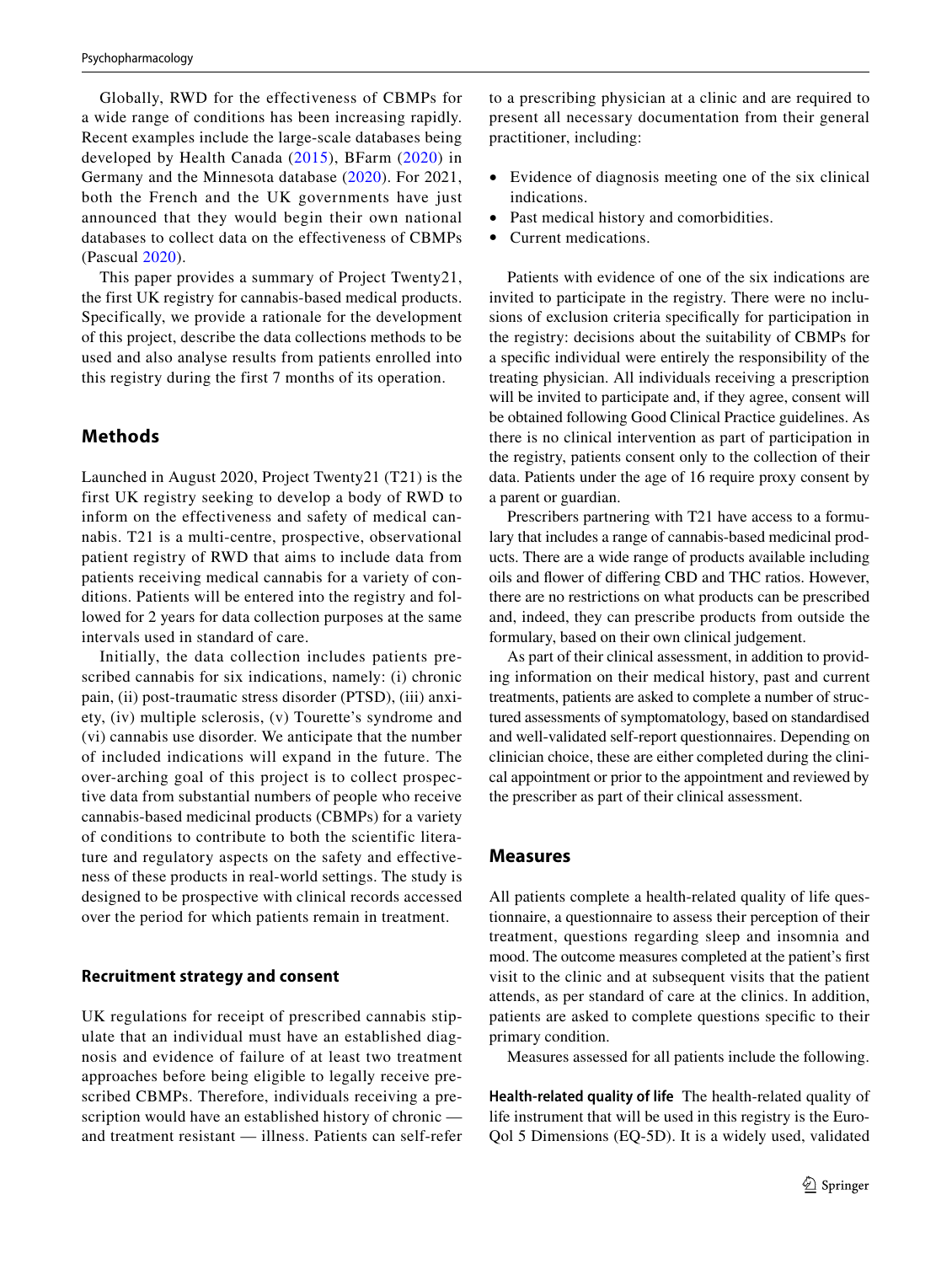Globally, RWD for the effectiveness of CBMPs for a wide range of conditions has been increasing rapidly. Recent examples include the large-scale databases being developed by Health Canada (2015), BFarm (2020) in Germany and the Minnesota database (2020). For 2021, both the French and the UK governments have just announced that they would begin their own national databases to collect data on the effectiveness of CBMPs (Pascual 2020).

This paper provides a summary of Project Twenty21, the first UK registry for cannabis-based medical products. Specifically, we provide a rationale for the development of this project, describe the data collections methods to be used and also analyse results from patients enrolled into this registry during the first 7 months of its operation.

## Methods

Launched in August 2020, Project Twenty21 (T21) is the first UK registry seeking to develop a body of RWD to inform on the effectiveness and safety of medical cannabis. T21 is a multi-centre, prospective, observational patient registry of RWD that aims to include data from patients receiving medical cannabis for a variety of conditions. Patients will be entered into the registry and followed for 2 years for data collection purposes at the same intervals used in standard of care.

Initially, the data collection includes patients prescribed cannabis for six indications, namely: (i) chronic pain, (ii) post-traumatic stress disorder (PTSD), (iii) anxiety, (iv) multiple sclerosis, (v) Tourette's syndrome and (vi) cannabis use disorder. We anticipate that the number of included indications will expand in the future. The over-arching goal of this project is to collect prospective data from substantial numbers of people who receive cannabis-based medicinal products (CBMPs) for a variety of conditions to contribute to both the scientific literature and regulatory aspects on the safety and effectiveness of these products in real-world settings. The study is designed to be prospective with clinical records accessed over the period for which patients remain in treatment.

### Recruitment strategy and consent

UK regulations for receipt of prescribed cannabis stipulate that an individual must have an established diagnosis and evidence of failure of at least two treatment approaches before being eligible to legally receive prescribed CBMPs. Therefore, individuals receiving a prescription would have an established history of chronic — and treatment resistant — illness. Patients can self-refer to a prescribing physician at a clinic and are required to present all necessary documentation from their general practitioner, including:

- Evidence of diagnosis meeting one of the six clinical indications.
- Past medical history and comorbidities.
- Current medications.

Patients with evidence of one of the six indications are invited to participate in the registry. There were no inclusions of exclusion criteria specifically for participation in the registry: decisions about the suitability of CBMPs for a specific individual were entirely the responsibility of the treating physician. All individuals receiving a prescription will be invited to participate and, if they agree, consent will be obtained following Good Clinical Practice guidelines. As there is no clinical intervention as part of participation in the registry, patients consent only to the collection of their data. Patients under the age of 16 require proxy consent by a parent or guardian.

Prescribers partnering with T21 have access to a formulary that includes a range of cannabis-based medicinal products. There are a wide range of products available including oils and flower of differing CBD and THC ratios. However, there are no restrictions on what products can be prescribed and, indeed, they can prescribe products from outside the formulary, based on their own clinical judgement.

As part of their clinical assessment, in addition to providing information on their medical history, past and current treatments, patients are asked to complete a number of structured assessments of symptomatology, based on standardised and well-validated self-report questionnaires. Depending on clinician choice, these are either completed during the clinical appointment or prior to the appointment and reviewed by the prescriber as part of their clinical assessment.

## Measures

All patients complete a health-related quality of life questionnaire, a questionnaire to assess their perception of their treatment, questions regarding sleep and insomnia and mood. The outcome measures completed at the patient's first visit to the clinic and at subsequent visits that the patient attends, as per standard of care at the clinics. In addition, patients are asked to complete questions specific to their primary condition.

Measures assessed for all patients include the following.

**Health-related quality of life** The health-related quality of life instrument that will be used in this registry is the EuroQol 5 Dimensions (EQ-5D). It is a widely used, validated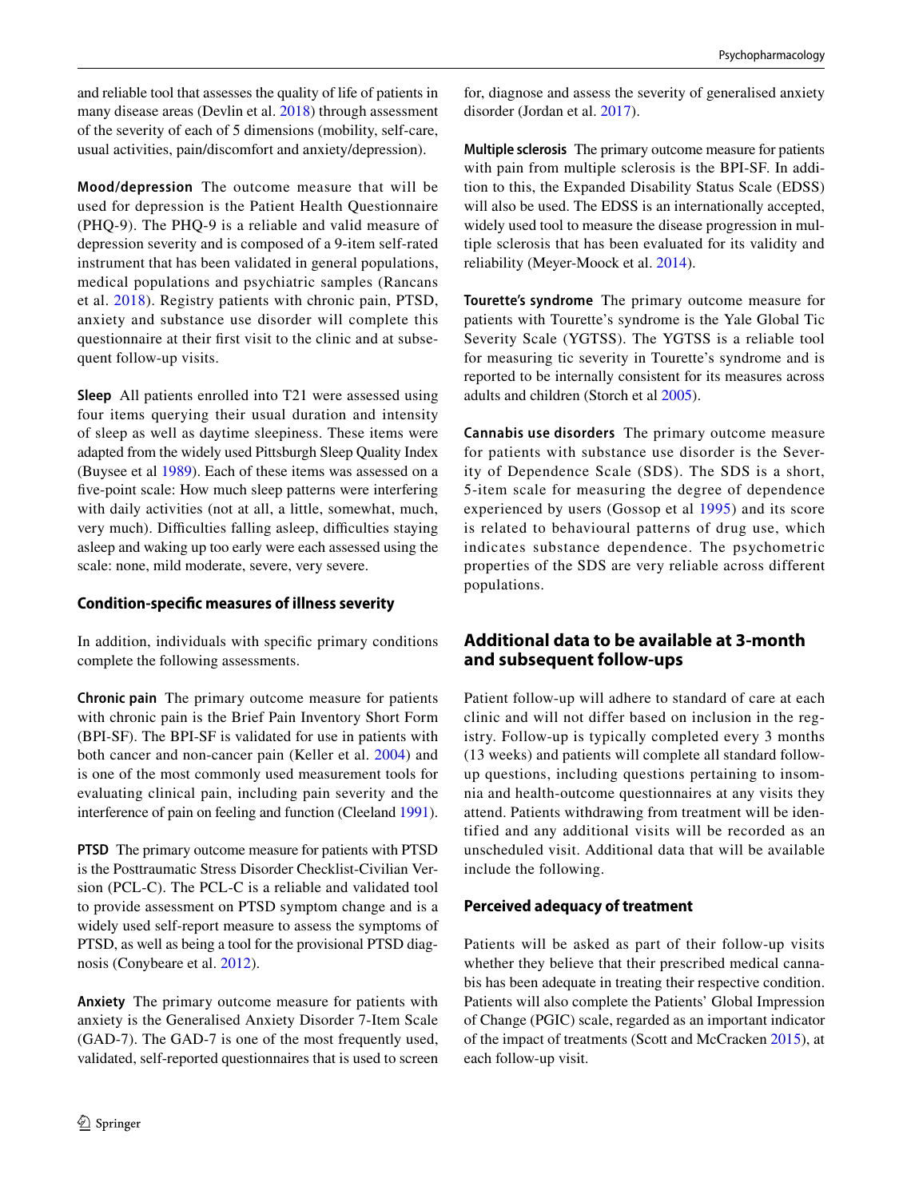and reliable tool that assesses the quality of life of patients in many disease areas (Devlin et al. 2018) through assessment of the severity of each of 5 dimensions (mobility, self-care, usual activities, pain/discomfort and anxiety/depression).

**Mood/depression** The outcome measure that will be used for depression is the Patient Health Questionnaire (PHQ-9). The PHQ-9 is a reliable and valid measure of depression severity and is composed of a 9-item self-rated instrument that has been validated in general populations, medical populations and psychiatric samples (Rancans et al. 2018). Registry patients with chronic pain, PTSD, anxiety and substance use disorder will complete this questionnaire at their first visit to the clinic and at subsequent follow-up visits.

**Sleep** All patients enrolled into T21 were assessed using four items querying their usual duration and intensity of sleep as well as daytime sleepiness. These items were adapted from the widely used Pittsburgh Sleep Quality Index (Buysee et al 1989). Each of these items was assessed on a five-point scale: How much sleep patterns were interfering with daily activities (not at all, a little, somewhat, much, very much). Difficulties falling asleep, difficulties staying asleep and waking up too early were each assessed using the scale: none, mild moderate, severe, very severe.

### Condition-specific measures of illness severity

In addition, individuals with specific primary conditions complete the following assessments.

**Chronic pain** The primary outcome measure for patients with chronic pain is the Brief Pain Inventory Short Form (BPI-SF). The BPI-SF is validated for use in patients with both cancer and non-cancer pain (Keller et al. 2004) and is one of the most commonly used measurement tools for evaluating clinical pain, including pain severity and the interference of pain on feeling and function (Cleeland 1991).

**PTSD** The primary outcome measure for patients with PTSD is the Posttraumatic Stress Disorder Checklist-Civilian Version (PCL-C). The PCL-C is a reliable and validated tool to provide assessment on PTSD symptom change and is a widely used self-report measure to assess the symptoms of PTSD, as well as being a tool for the provisional PTSD diagnosis (Conybeare et al. 2012).

**Anxiety** The primary outcome measure for patients with anxiety is the Generalised Anxiety Disorder 7-Item Scale (GAD-7). The GAD-7 is one of the most frequently used, validated, self-reported questionnaires that is used to screen for, diagnose and assess the severity of generalised anxiety disorder (Jordan et al. 2017).

**Multiple sclerosis** The primary outcome measure for patients with pain from multiple sclerosis is the BPI-SF. In addition to this, the Expanded Disability Status Scale (EDSS) will also be used. The EDSS is an internationally accepted, widely used tool to measure the disease progression in multiple sclerosis that has been evaluated for its validity and reliability (Meyer-Moock et al. 2014).

**Tourette's syndrome** The primary outcome measure for patients with Tourette's syndrome is the Yale Global Tic Severity Scale (YGTSS). The YGTSS is a reliable tool for measuring tic severity in Tourette's syndrome and is reported to be internally consistent for its measures across adults and children (Storch et al 2005).

**Cannabis use disorders** The primary outcome measure for patients with substance use disorder is the Severity of Dependence Scale (SDS). The SDS is a short, 5-item scale for measuring the degree of dependence experienced by users (Gossop et al 1995) and its score is related to behavioural patterns of drug use, which indicates substance dependence. The psychometric properties of the SDS are very reliable across different populations.

## Additional data to be available at 3-month and subsequent follow-ups

Patient follow-up will adhere to standard of care at each clinic and will not differ based on inclusion in the registry. Follow-up is typically completed every 3 months (13 weeks) and patients will complete all standard follow-up questions, including questions pertaining to insomnia and health-outcome questionnaires at any visits they attend. Patients withdrawing from treatment will be identified and any additional visits will be recorded as an unscheduled visit. Additional data that will be available include the following.

### Perceived adequacy of treatment

Patients will be asked as part of their follow-up visits whether they believe that their prescribed medical cannabis has been adequate in treating their respective condition. Patients will also complete the Patients' Global Impression of Change (PGIC) scale, regarded as an important indicator of the impact of treatments (Scott and McCracken 2015), at each follow-up visit.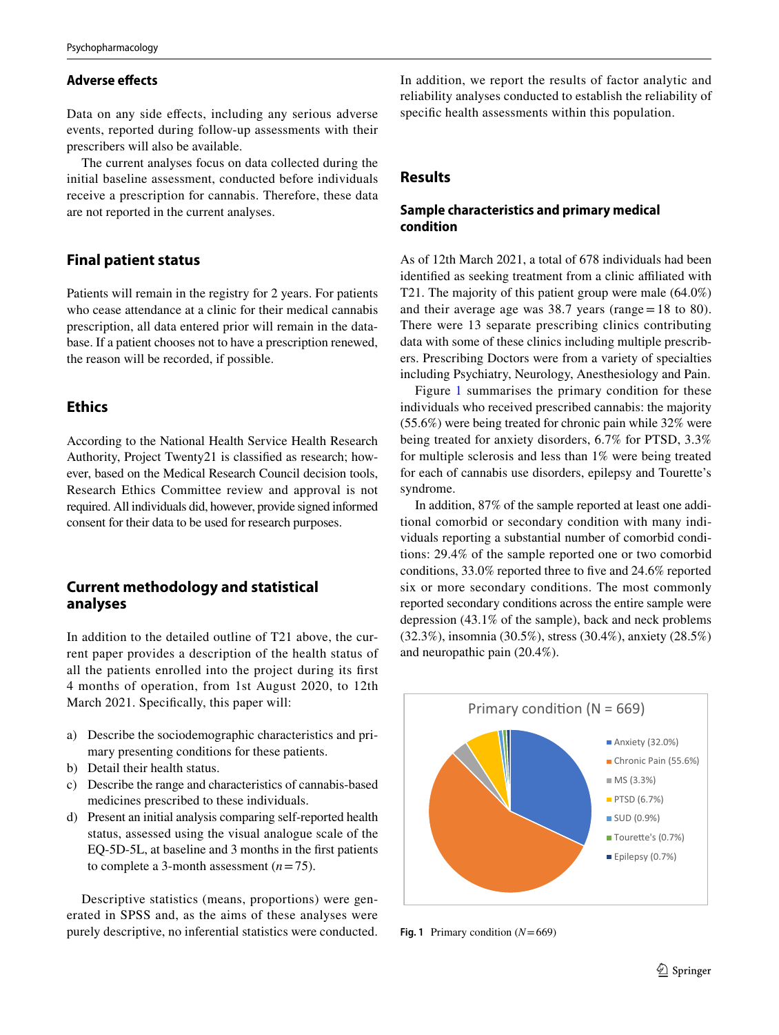## Adverse effects

Data on any side effects, including any serious adverse events, reported during follow-up assessments with their prescribers will also be available.

The current analyses focus on data collected during the initial baseline assessment, conducted before individuals receive a prescription for cannabis. Therefore, these data are not reported in the current analyses.

## Final patient status

Patients will remain in the registry for 2 years. For patients who cease attendance at a clinic for their medical cannabis prescription, all data entered prior will remain in the database. If a patient chooses not to have a prescription renewed, the reason will be recorded, if possible.

## Ethics

According to the National Health Service Health Research Authority, Project Twenty21 is classified as research; however, based on the Medical Research Council decision tools, Research Ethics Committee review and approval is not required. All individuals did, however, provide signed informed consent for their data to be used for research purposes.

## Current methodology and statistical analyses

In addition to the detailed outline of T21 above, the current paper provides a description of the health status of all the patients enrolled into the project during its first 4 months of operation, from 1st August 2020, to 12th March 2021. Specifically, this paper will:

a) Describe the sociodemographic characteristics and primary presenting conditions for these patients.
b) Detail their health status.
c) Describe the range and characteristics of cannabis-based medicines prescribed to these individuals.
d) Present an initial analysis comparing self-reported health status, assessed using the visual analogue scale of the EQ-5D-5L, at baseline and 3 months in the first patients to complete a 3-month assessment ($n = 75$).

Descriptive statistics (means, proportions) were generated in SPSS and, as the aims of these analyses were purely descriptive, no inferential statistics were conducted. In addition, we report the results of factor analytic and reliability analyses conducted to establish the reliability of specific health assessments within this population.

## Results

### Sample characteristics and primary medical condition

As of 12th March 2021, a total of 678 individuals had been identified as seeking treatment from a clinic affiliated with T21. The majority of this patient group were male (64.0%) and their average age was 38.7 years (range = 18 to 80). There were 13 separate prescribing clinics contributing data with some of these clinics including multiple prescribers. Prescribing Doctors were from a variety of specialties including Psychiatry, Neurology, Anesthesiology and Pain.

Figure 1 summarises the primary condition for these individuals who received prescribed cannabis: the majority (55.6%) were being treated for chronic pain while 32% were being treated for anxiety disorders, 6.7% for PTSD, 3.3% for multiple sclerosis and less than 1% were being treated for each of cannabis use disorders, epilepsy and Tourette's syndrome.

In addition, 87% of the sample reported at least one additional comorbid or secondary condition with many individuals reporting a substantial number of comorbid conditions: 29.4% of the sample reported one or two comorbid conditions, 33.0% reported three to five and 24.6% reported six or more secondary conditions. The most commonly reported secondary conditions across the entire sample were depression (43.1% of the sample), back and neck problems (32.3%), insomnia (30.5%), stress (30.4%), anxiety (28.5%) and neuropathic pain (20.4%).

Primary condition (N = 669)

- Anxiety (32.0%)
- Chronic Pain (55.6%)
- MS (3.3%)
- PTSD (6.7%)
- SUD (0.9%)
- Tourette's (0.7%)
- Epilepsy (0.7%)

**Fig. 1** Primary condition ($N = 669$)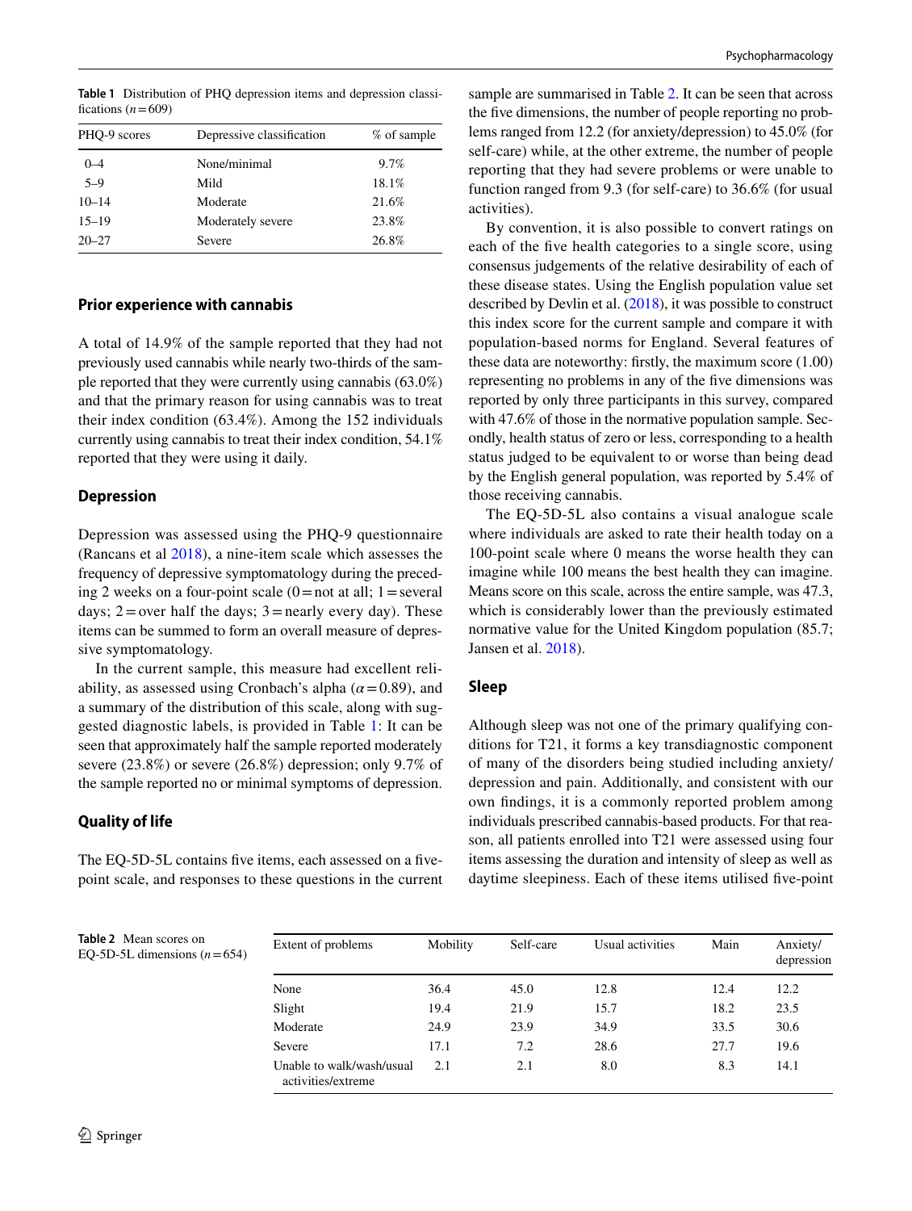**Table 1** Distribution of PHQ depression items and depression classifications ($n = 609$)

| PHQ-9 scores | Depressive classification | % of sample |
|---|---|---|
| 0–4 | None/minimal | 9.7% |
| 5–9 | Mild | 18.1% |
| 10–14 | Moderate | 21.6% |
| 15–19 | Moderately severe | 23.8% |
| 20–27 | Severe | 26.8% |

## Prior experience with cannabis

A total of 14.9% of the sample reported that they had not previously used cannabis while nearly two-thirds of the sample reported that they were currently using cannabis (63.0%) and that the primary reason for using cannabis was to treat their index condition (63.4%). Among the 152 individuals currently using cannabis to treat their index condition, 54.1% reported that they were using it daily.

## Depression

Depression was assessed using the PHQ-9 questionnaire (Rancans et al 2018), a nine-item scale which assesses the frequency of depressive symptomatology during the preceding 2 weeks on a four-point scale (0 = not at all; 1 = several days; 2 = over half the days; 3 = nearly every day). These items can be summed to form an overall measure of depressive symptomatology.

In the current sample, this measure had excellent reliability, as assessed using Cronbach's alpha ($\alpha = 0.89$), and a summary of the distribution of this scale, along with suggested diagnostic labels, is provided in Table 1: It can be seen that approximately half the sample reported moderately severe (23.8%) or severe (26.8%) depression; only 9.7% of the sample reported no or minimal symptoms of depression.

## Quality of life

The EQ-5D-5L contains five items, each assessed on a five-point scale, and responses to these questions in the current sample are summarised in Table 2. It can be seen that across the five dimensions, the number of people reporting no problems ranged from 12.2 (for anxiety/depression) to 45.0% (for self-care) while, at the other extreme, the number of people reporting that they had severe problems or were unable to function ranged from 9.3 (for self-care) to 36.6% (for usual activities).

By convention, it is also possible to convert ratings on each of the five health categories to a single score, using consensus judgements of the relative desirability of each of these disease states. Using the English population value set described by Devlin et al. (2018), it was possible to construct this index score for the current sample and compare it with population-based norms for England. Several features of these data are noteworthy: firstly, the maximum score (1.00) representing no problems in any of the five dimensions was reported by only three participants in this survey, compared with 47.6% of those in the normative population sample. Secondly, health status of zero or less, corresponding to a health status judged to be equivalent to or worse than being dead by the English general population, was reported by 5.4% of those receiving cannabis.

The EQ-5D-5L also contains a visual analogue scale where individuals are asked to rate their health today on a 100-point scale where 0 means the worse health they can imagine while 100 means the best health they can imagine. Means score on this scale, across the entire sample, was 47.3, which is considerably lower than the previously estimated normative value for the United Kingdom population (85.7; Jansen et al. 2018).

## Sleep

Although sleep was not one of the primary qualifying conditions for T21, it forms a key transdiagnostic component of many of the disorders being studied including anxiety/depression and pain. Additionally, and consistent with our own findings, it is a commonly reported problem among individuals prescribed cannabis-based products. For that reason, all patients enrolled into T21 were assessed using four items assessing the duration and intensity of sleep as well as daytime sleepiness. Each of these items utilised five-point

**Table 2** Mean scores on EQ-5D-5L dimensions ($n = 654$)

| Extent of problems | Mobility | Self-care | Usual activities | Main | Anxiety/depression |
|---|---|---|---|---|---|
| None | 36.4 | 45.0 | 12.8 | 12.4 | 12.2 |
| Slight | 19.4 | 21.9 | 15.7 | 18.2 | 23.5 |
| Moderate | 24.9 | 23.9 | 34.9 | 33.5 | 30.6 |
| Severe | 17.1 | 7.2 | 28.6 | 27.7 | 19.6 |
| Unable to walk/wash/usual activities/extreme | 2.1 | 2.1 | 8.0 | 8.3 | 14.1 |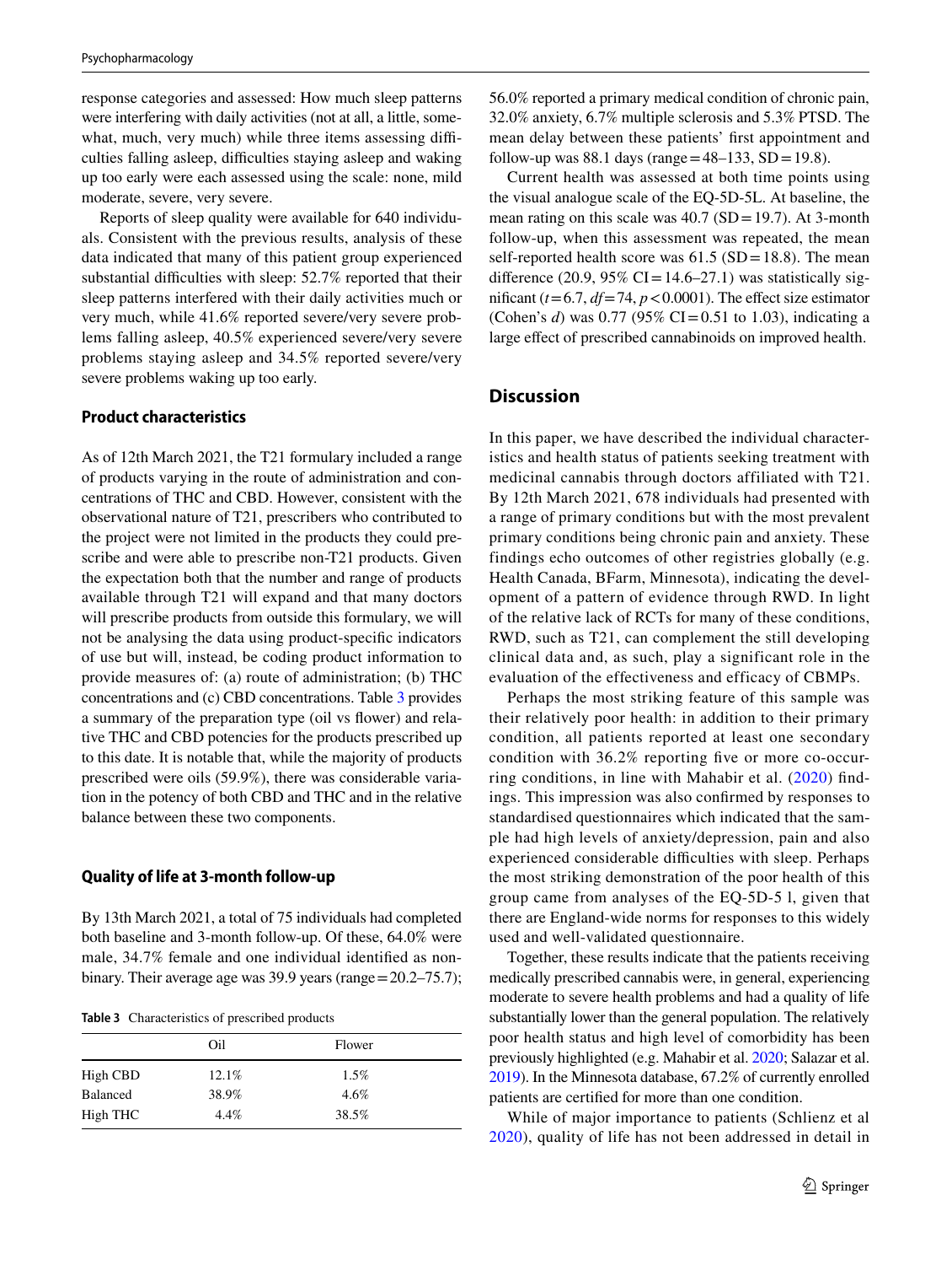response categories and assessed: How much sleep patterns were interfering with daily activities (not at all, a little, somewhat, much, very much) while three items assessing difficulties falling asleep, difficulties staying asleep and waking up too early were each assessed using the scale: none, mild moderate, severe, very severe.

Reports of sleep quality were available for 640 individuals. Consistent with the previous results, analysis of these data indicated that many of this patient group experienced substantial difficulties with sleep: 52.7% reported that their sleep patterns interfered with their daily activities much or very much, while 41.6% reported severe/very severe problems falling asleep, 40.5% experienced severe/very severe problems staying asleep and 34.5% reported severe/very severe problems waking up too early.

### Product characteristics

As of 12th March 2021, the T21 formulary included a range of products varying in the route of administration and concentrations of THC and CBD. However, consistent with the observational nature of T21, prescribers who contributed to the project were not limited in the products they could prescribe and were able to prescribe non-T21 products. Given the expectation both that the number and range of products available through T21 will expand and that many doctors will prescribe products from outside this formulary, we will not be analysing the data using product-specific indicators of use but will, instead, be coding product information to provide measures of: (a) route of administration; (b) THC concentrations and (c) CBD concentrations. Table 3 provides a summary of the preparation type (oil vs flower) and relative THC and CBD potencies for the products prescribed up to this date. It is notable that, while the majority of products prescribed were oils (59.9%), there was considerable variation in the potency of both CBD and THC and in the relative balance between these two components.

### Quality of life at 3-month follow-up

By 13th March 2021, a total of 75 individuals had completed both baseline and 3-month follow-up. Of these, 64.0% were male, 34.7% female and one individual identified as non-binary. Their average age was 39.9 years (range = 20.2–75.7); 56.0% reported a primary medical condition of chronic pain, 32.0% anxiety, 6.7% multiple sclerosis and 5.3% PTSD. The mean delay between these patients' first appointment and follow-up was 88.1 days (range = 48–133, SD = 19.8).

**Table 3** Characteristics of prescribed products

| | Oil | Flower |
|---|---|---|
| High CBD | 12.1% | 1.5% |
| Balanced | 38.9% | 4.6% |
| High THC | 4.4% | 38.5% |

Current health was assessed at both time points using the visual analogue scale of the EQ-5D-5L. At baseline, the mean rating on this scale was 40.7 (SD = 19.7). At 3-month follow-up, when this assessment was repeated, the mean self-reported health score was 61.5 (SD = 18.8). The mean difference (20.9, 95% CI = 14.6–27.1) was statistically significant ($t = 6.7$, $df = 74$, $p < 0.0001$). The effect size estimator (Cohen's $d$) was 0.77 (95% CI = 0.51 to 1.03), indicating a large effect of prescribed cannabinoids on improved health.

## Discussion

In this paper, we have described the individual characteristics and health status of patients seeking treatment with medicinal cannabis through doctors affiliated with T21. By 12th March 2021, 678 individuals had presented with a range of primary conditions but with the most prevalent primary conditions being chronic pain and anxiety. These findings echo outcomes of other registries globally (e.g. Health Canada, BFarm, Minnesota), indicating the development of a pattern of evidence through RWD. In light of the relative lack of RCTs for many of these conditions, RWD, such as T21, can complement the still developing clinical data and, as such, play a significant role in the evaluation of the effectiveness and efficacy of CBMPs.

Perhaps the most striking feature of this sample was their relatively poor health: in addition to their primary condition, all patients reported at least one secondary condition with 36.2% reporting five or more co-occurring conditions, in line with Mahabir et al. (2020) findings. This impression was also confirmed by responses to standardised questionnaires which indicated that the sample had high levels of anxiety/depression, pain and also experienced considerable difficulties with sleep. Perhaps the most striking demonstration of the poor health of this group came from analyses of the EQ-5D-5 l, given that there are England-wide norms for responses to this widely used and well-validated questionnaire.

Together, these results indicate that the patients receiving medically prescribed cannabis were, in general, experiencing moderate to severe health problems and had a quality of life substantially lower than the general population. The relatively poor health status and high level of comorbidity has been previously highlighted (e.g. Mahabir et al. 2020; Salazar et al. 2019). In the Minnesota database, 67.2% of currently enrolled patients are certified for more than one condition.

While of major importance to patients (Schlienz et al 2020), quality of life has not been addressed in detail in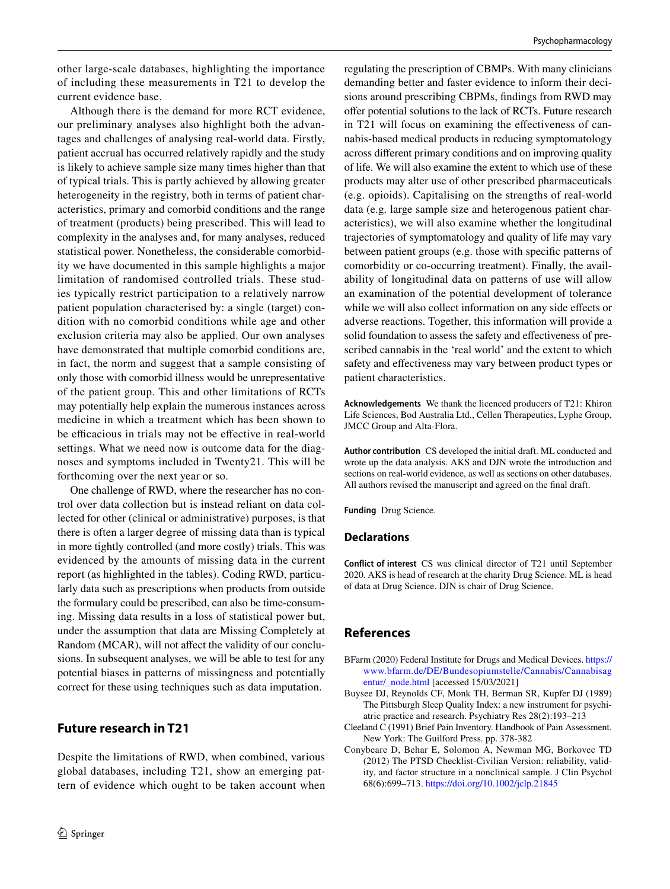other large-scale databases, highlighting the importance of including these measurements in T21 to develop the current evidence base.

Although there is the demand for more RCT evidence, our preliminary analyses also highlight both the advantages and challenges of analysing real-world data. Firstly, patient accrual has occurred relatively rapidly and the study is likely to achieve sample size many times higher than that of typical trials. This is partly achieved by allowing greater heterogeneity in the registry, both in terms of patient characteristics, primary and comorbid conditions and the range of treatment (products) being prescribed. This will lead to complexity in the analyses and, for many analyses, reduced statistical power. Nonetheless, the considerable comorbidity we have documented in this sample highlights a major limitation of randomised controlled trials. These studies typically restrict participation to a relatively narrow patient population characterised by: a single (target) condition with no comorbid conditions while age and other exclusion criteria may also be applied. Our own analyses have demonstrated that multiple comorbid conditions are, in fact, the norm and suggest that a sample consisting of only those with comorbid illness would be unrepresentative of the patient group. This and other limitations of RCTs may potentially help explain the numerous instances across medicine in which a treatment which has been shown to be efficacious in trials may not be effective in real-world settings. What we need now is outcome data for the diagnoses and symptoms included in Twenty21. This will be forthcoming over the next year or so.

One challenge of RWD, where the researcher has no control over data collection but is instead reliant on data collected for other (clinical or administrative) purposes, is that there is often a larger degree of missing data than is typical in more tightly controlled (and more costly) trials. This was evidenced by the amounts of missing data in the current report (as highlighted in the tables). Coding RWD, particularly data such as prescriptions when products from outside the formulary could be prescribed, can also be time-consuming. Missing data results in a loss of statistical power but, under the assumption that data are Missing Completely at Random (MCAR), will not affect the validity of our conclusions. In subsequent analyses, we will be able to test for any potential biases in patterns of missingness and potentially correct for these using techniques such as data imputation.

## Future research in T21

Despite the limitations of RWD, when combined, various global databases, including T21, show an emerging pattern of evidence which ought to be taken account when regulating the prescription of CBMPs. With many clinicians demanding better and faster evidence to inform their decisions around prescribing CBPMs, findings from RWD may offer potential solutions to the lack of RCTs. Future research in T21 will focus on examining the effectiveness of cannabis-based medical products in reducing symptomatology across different primary conditions and on improving quality of life. We will also examine the extent to which use of these products may alter use of other prescribed pharmaceuticals (e.g. opioids). Capitalising on the strengths of real-world data (e.g. large sample size and heterogenous patient characteristics), we will also examine whether the longitudinal trajectories of symptomatology and quality of life may vary between patient groups (e.g. those with specific patterns of comorbidity or co-occurring treatment). Finally, the availability of longitudinal data on patterns of use will allow an examination of the potential development of tolerance while we will also collect information on any side effects or adverse reactions. Together, this information will provide a solid foundation to assess the safety and effectiveness of prescribed cannabis in the 'real world' and the extent to which safety and effectiveness may vary between product types or patient characteristics.

**Acknowledgements** We thank the licenced producers of T21: Khiron Life Sciences, Bod Australia Ltd., Cellen Therapeutics, Lyphe Group, JMCC Group and Alta-Flora.

**Author contribution** CS developed the initial draft. ML conducted and wrote up the data analysis. AKS and DJN wrote the introduction and sections on real-world evidence, as well as sections on other databases. All authors revised the manuscript and agreed on the final draft.

**Funding** Drug Science.

### Declarations

**Conflict of interest** CS was clinical director of T21 until September 2020. AKS is head of research at the charity Drug Science. ML is head of data at Drug Science. DJN is chair of Drug Science.

## References

BFarm (2020) Federal Institute for Drugs and Medical Devices. https://www.bfarm.de/DE/Bundesopiumstelle/Cannabis/Cannabisagentur/_node.html [accessed 15/03/2021]

Buysee DJ, Reynolds CF, Monk TH, Berman SR, Kupfer DJ (1989) The Pittsburgh Sleep Quality Index: a new instrument for psychiatric practice and research. Psychiatry Res 28(2):193–213

Cleeland C (1991) Brief Pain Inventory. Handbook of Pain Assessment. New York: The Guilford Press. pp. 378-382

Conybeare D, Behar E, Solomon A, Newman MG, Borkovec TD (2012) The PTSD Checklist-Civilian Version: reliability, validity, and factor structure in a nonclinical sample. J Clin Psychol 68(6):699–713. https://doi.org/10.1002/jclp.21845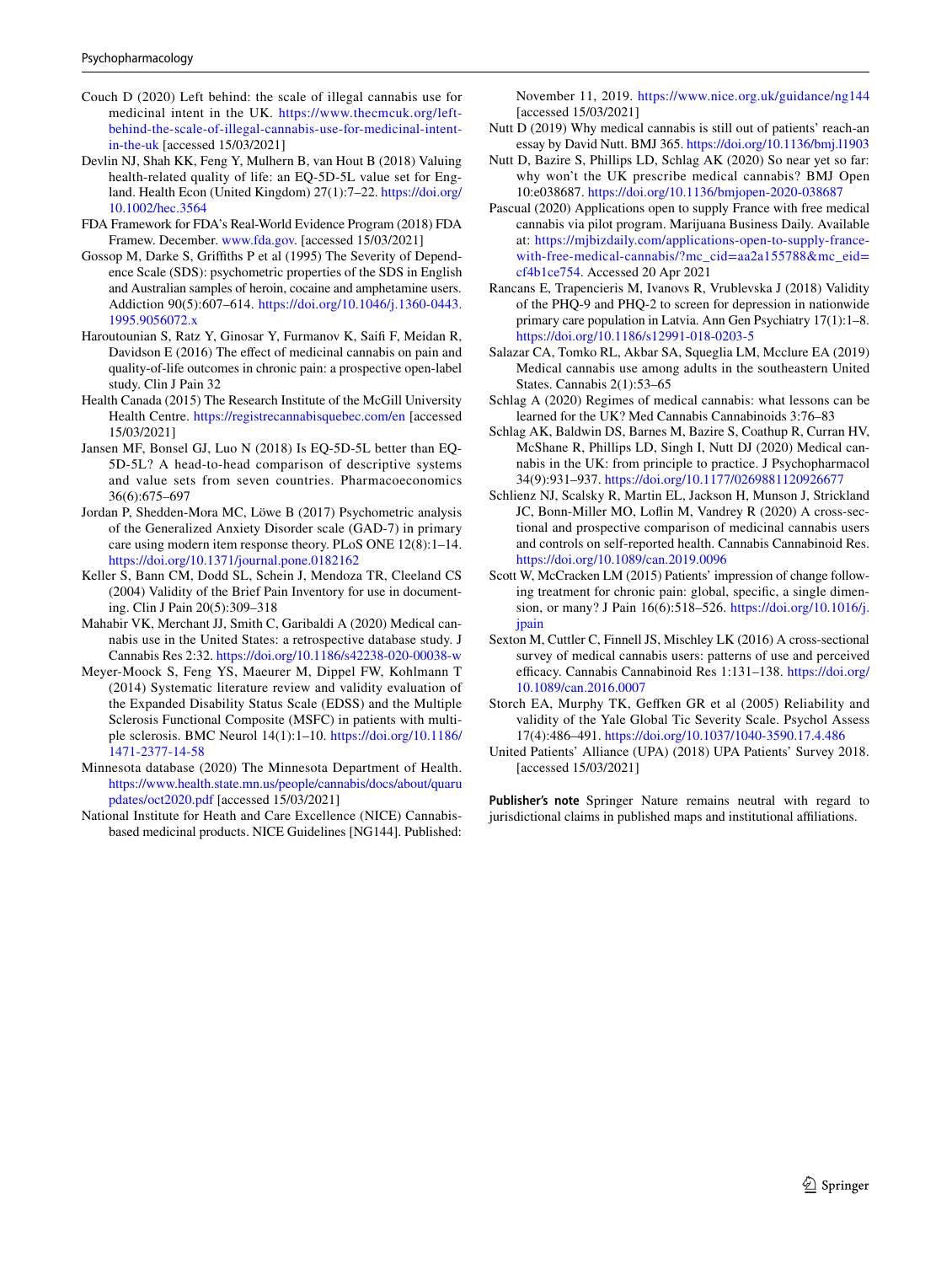Couch D (2020) Left behind: the scale of illegal cannabis use for medicinal intent in the UK. https://www.thecmcuk.org/left-behind-the-scale-of-illegal-cannabis-use-for-medicinal-intent-in-the-uk [accessed 15/03/2021]

Devlin NJ, Shah KK, Feng Y, Mulhern B, van Hout B (2018) Valuing health-related quality of life: an EQ-5D-5L value set for England. Health Econ (United Kingdom) 27(1):7–22. https://doi.org/10.1002/hec.3564

FDA Framework for FDA's Real-World Evidence Program (2018) FDA Framew. December. www.fda.gov. [accessed 15/03/2021]

Gossop M, Darke S, Griffiths P et al (1995) The Severity of Dependence Scale (SDS): psychometric properties of the SDS in English and Australian samples of heroin, cocaine and amphetamine users. Addiction 90(5):607–614. https://doi.org/10.1046/j.1360-0443.1995.9056072.x

Haroutounian S, Ratz Y, Ginosar Y, Furmanov K, Saifi F, Meidan R, Davidson E (2016) The effect of medicinal cannabis on pain and quality-of-life outcomes in chronic pain: a prospective open-label study. Clin J Pain 32

Health Canada (2015) The Research Institute of the McGill University Health Centre. https://registrecannabisquebec.com/en [accessed 15/03/2021]

Jansen MF, Bonsel GJ, Luo N (2018) Is EQ-5D-5L better than EQ-5D-5L? A head-to-head comparison of descriptive systems and value sets from seven countries. Pharmacoeconomics 36(6):675–697

Jordan P, Shedden-Mora MC, Löwe B (2017) Psychometric analysis of the Generalized Anxiety Disorder scale (GAD-7) in primary care using modern item response theory. PLoS ONE 12(8):1–14. https://doi.org/10.1371/journal.pone.0182162

Keller S, Bann CM, Dodd SL, Schein J, Mendoza TR, Cleeland CS (2004) Validity of the Brief Pain Inventory for use in documenting. Clin J Pain 20(5):309–318

Mahabir VK, Merchant JJ, Smith C, Garibaldi A (2020) Medical cannabis use in the United States: a retrospective database study. J Cannabis Res 2:32. https://doi.org/10.1186/s42238-020-00038-w

Meyer-Moock S, Feng YS, Maeurer M, Dippel FW, Kohlmann T (2014) Systematic literature review and validity evaluation of the Expanded Disability Status Scale (EDSS) and the Multiple Sclerosis Functional Composite (MSFC) in patients with multiple sclerosis. BMC Neurol 14(1):1–10. https://doi.org/10.1186/1471-2377-14-58

Minnesota database (2020) The Minnesota Department of Health. https://www.health.state.mn.us/people/cannabis/docs/about/quarupdates/oct2020.pdf [accessed 15/03/2021]

National Institute for Heath and Care Excellence (NICE) Cannabis-based medicinal products. NICE Guidelines [NG144]. Published: November 11, 2019. https://www.nice.org.uk/guidance/ng144 [accessed 15/03/2021]

Nutt D (2019) Why medical cannabis is still out of patients' reach-an essay by David Nutt. BMJ 365. https://doi.org/10.1136/bmj.l1903

Nutt D, Bazire S, Phillips LD, Schlag AK (2020) So near yet so far: why won't the UK prescribe medical cannabis? BMJ Open 10:e038687. https://doi.org/10.1136/bmjopen-2020-038687

Pascual (2020) Applications open to supply France with free medical cannabis via pilot program. Marijuana Business Daily. Available at: https://mjbizdaily.com/applications-open-to-supply-france-with-free-medical-cannabis/?mc_cid=aa2a155788&mc_eid=cf4b1ce754. Accessed 20 Apr 2021

Rancans E, Trapencieris M, Ivanovs R, Vrublevska J (2018) Validity of the PHQ-9 and PHQ-2 to screen for depression in nationwide primary care population in Latvia. Ann Gen Psychiatry 17(1):1–8. https://doi.org/10.1186/s12991-018-0203-5

Salazar CA, Tomko RL, Akbar SA, Squeglia LM, Mcclure EA (2019) Medical cannabis use among adults in the southeastern United States. Cannabis 2(1):53–65

Schlag A (2020) Regimes of medical cannabis: what lessons can be learned for the UK? Med Cannabis Cannabinoids 3:76–83

Schlag AK, Baldwin DS, Barnes M, Bazire S, Coathup R, Curran HV, McShane R, Phillips LD, Singh I, Nutt DJ (2020) Medical cannabis in the UK: from principle to practice. J Psychopharmacol 34(9):931–937. https://doi.org/10.1177/0269881120926677

Schlienz NJ, Scalsky R, Martin EL, Jackson H, Munson J, Strickland JC, Bonn-Miller MO, Loflin M, Vandrey R (2020) A cross-sectional and prospective comparison of medicinal cannabis users and controls on self-reported health. Cannabis Cannabinoid Res. https://doi.org/10.1089/can.2019.0096

Scott W, McCracken LM (2015) Patients' impression of change following treatment for chronic pain: global, specific, a single dimension, or many? J Pain 16(6):518–526. https://doi.org/10.1016/j.jpain

Sexton M, Cuttler C, Finnell JS, Mischley LK (2016) A cross-sectional survey of medical cannabis users: patterns of use and perceived efficacy. Cannabis Cannabinoid Res 1:131–138. https://doi.org/10.1089/can.2016.0007

Storch EA, Murphy TK, Geffken GR et al (2005) Reliability and validity of the Yale Global Tic Severity Scale. Psychol Assess 17(4):486–491. https://doi.org/10.1037/1040-3590.17.4.486

United Patients' Alliance (UPA) (2018) UPA Patients' Survey 2018. [accessed 15/03/2021]

**Publisher's note** Springer Nature remains neutral with regard to jurisdictional claims in published maps and institutional affiliations.